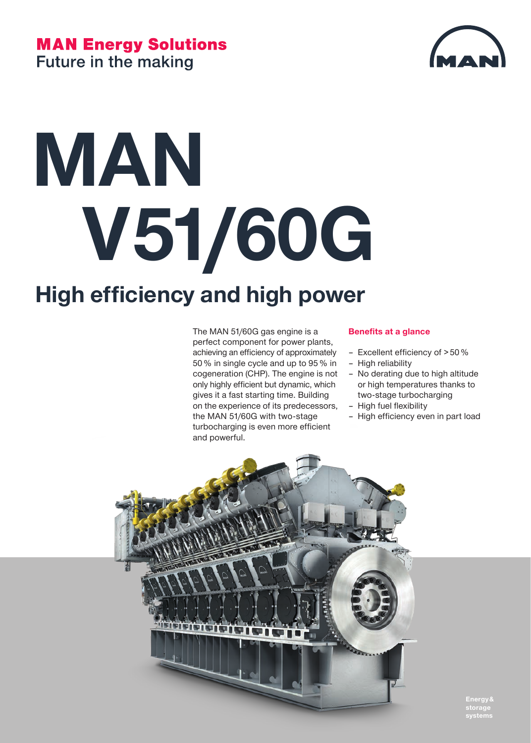**MAN Energy Solutions**
Future in the making

# MAN V51/60G

## High efficiency and high power

The MAN 51/60G gas engine is a perfect component for power plants, achieving an efficiency of approximately 50 % in single cycle and up to 95 % in cogeneration (CHP). The engine is not only highly efficient but dynamic, which gives it a fast starting time. Building on the experience of its predecessors, the MAN 51/60G with two-stage turbocharging is even more efficient and powerful.

**Benefits at a glance**

- Excellent efficiency of > 50 %
- High reliability
- No derating due to high altitude or high temperatures thanks to two-stage turbocharging
- High fuel flexibility
- High efficiency even in part load

Energy & storage systems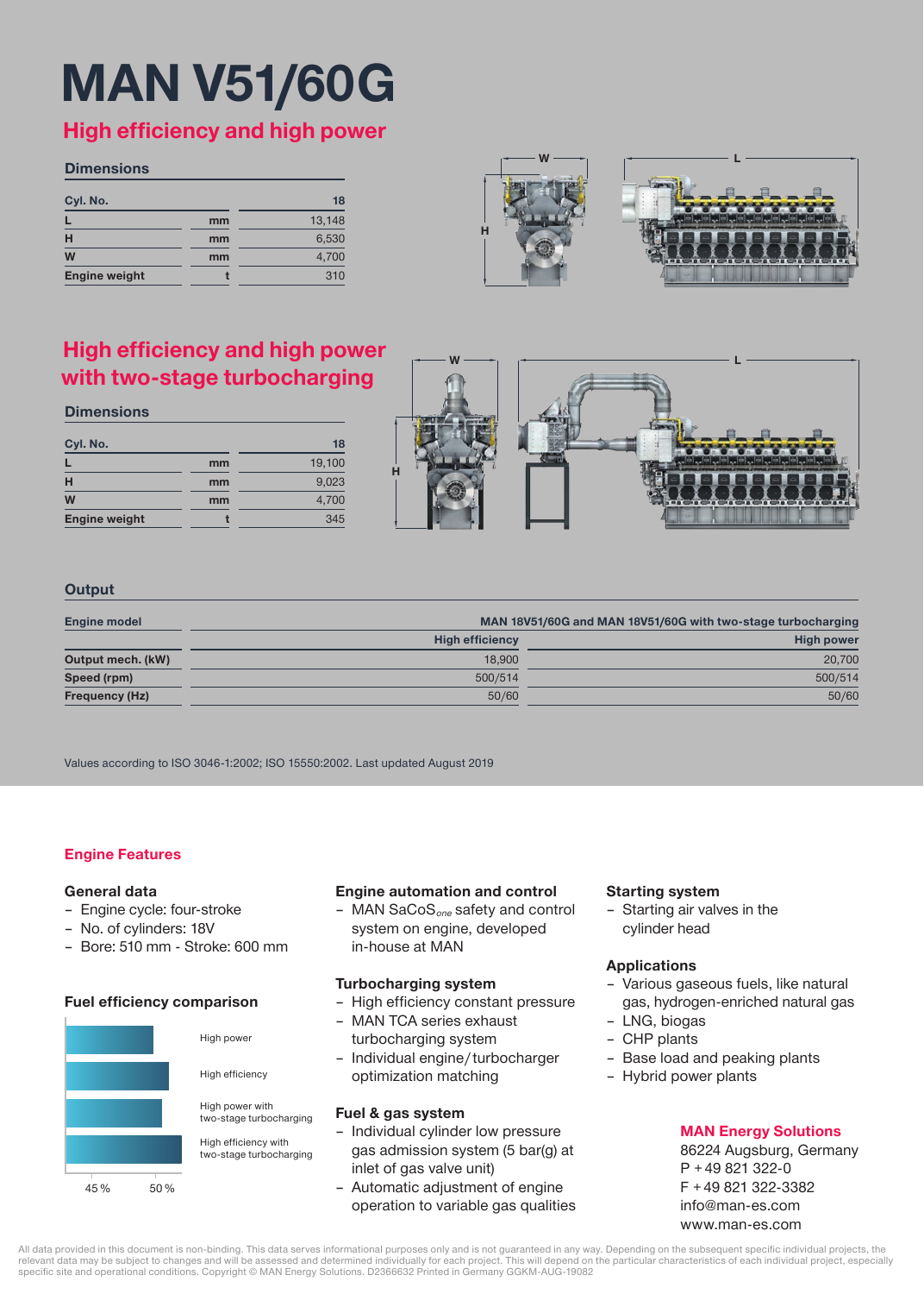# MAN V51/60G

## High efficiency and high power

### Dimensions

| Cyl. No. | | 18 |
|---|---|---|
| L | mm | 13,148 |
| H | mm | 6,530 |
| W | mm | 4,700 |
| Engine weight | t | 310 |

W

H

L

## High efficiency and high power with two-stage turbocharging

### Dimensions

| Cyl. No. | | 18 |
|---|---|---|
| L | mm | 19,100 |
| H | mm | 9,023 |
| W | mm | 4,700 |
| Engine weight | t | 345 |

W

H

L

### Output

| Engine model | MAN 18V51/60G and MAN 18V51/60G with two-stage turbocharging | |
|---|---|---|
| | High efficiency | High power |
| Output mech. (kW) | 18,900 | 20,700 |
| Speed (rpm) | 500/514 | 500/514 |
| Frequency (Hz) | 50/60 | 50/60 |

Values according to ISO 3046-1:2002; ISO 15550:2002. Last updated August 2019

## Engine Features

### General data
- Engine cycle: four-stroke
- No. of cylinders: 18V
- Bore: 510 mm - Stroke: 600 mm

### Fuel efficiency comparison

High power

High efficiency

High power with two-stage turbocharging

High efficiency with two-stage turbocharging

45 %

50 %

### Engine automation and control
- MAN SaCoS*one* safety and control system on engine, developed in-house at MAN

### Turbocharging system
- High efficiency constant pressure
- MAN TCA series exhaust turbocharging system
- Individual engine/turbocharger optimization matching

### Fuel & gas system
- Individual cylinder low pressure gas admission system (5 bar(g) at inlet of gas valve unit)
- Automatic adjustment of engine operation to variable gas qualities

### Starting system
- Starting air valves in the cylinder head

### Applications
- Various gaseous fuels, like natural gas, hydrogen-enriched natural gas
- LNG, biogas
- CHP plants
- Base load and peaking plants
- Hybrid power plants

**MAN Energy Solutions**
86224 Augsburg, Germany
P + 49 821 322-0
F + 49 821 322-3382
info@man-es.com
www.man-es.com

All data provided in this document is non-binding. This data serves informational purposes only and is not guaranteed in any way. Depending on the subsequent specific individual projects, the relevant data may be subject to changes and will be assessed and determined individually for each project. This will depend on the particular characteristics of each individual project, especially specific site and operational conditions. Copyright © MAN Energy Solutions. D2366632 Printed in Germany GGKM-AUG-19082